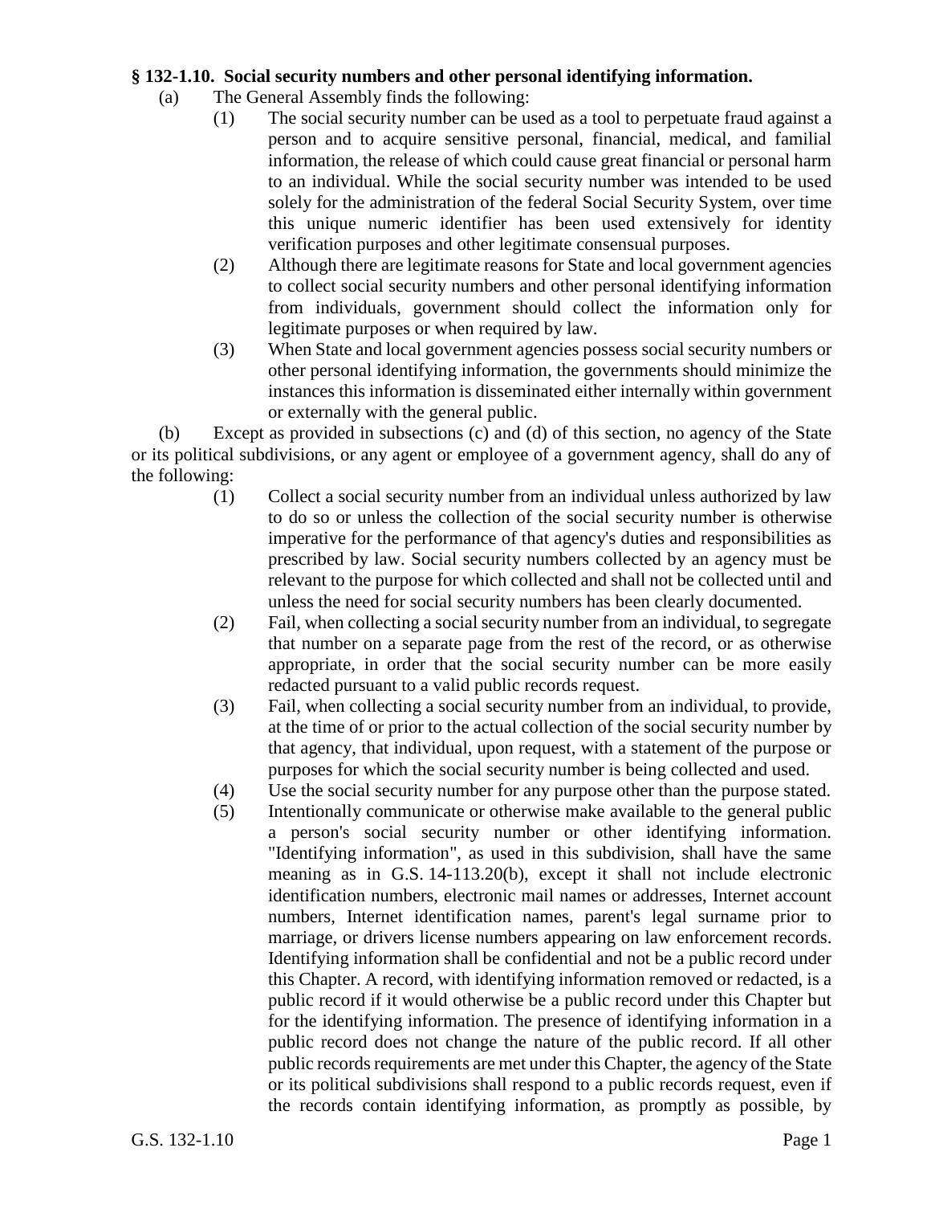**§ 132-1.10. Social security numbers and other personal identifying information.**

(a) The General Assembly finds the following:

(1) The social security number can be used as a tool to perpetuate fraud against a person and to acquire sensitive personal, financial, medical, and familial information, the release of which could cause great financial or personal harm to an individual. While the social security number was intended to be used solely for the administration of the federal Social Security System, over time this unique numeric identifier has been used extensively for identity verification purposes and other legitimate consensual purposes.

(2) Although there are legitimate reasons for State and local government agencies to collect social security numbers and other personal identifying information from individuals, government should collect the information only for legitimate purposes or when required by law.

(3) When State and local government agencies possess social security numbers or other personal identifying information, the governments should minimize the instances this information is disseminated either internally within government or externally with the general public.

(b) Except as provided in subsections (c) and (d) of this section, no agency of the State or its political subdivisions, or any agent or employee of a government agency, shall do any of the following:

(1) Collect a social security number from an individual unless authorized by law to do so or unless the collection of the social security number is otherwise imperative for the performance of that agency's duties and responsibilities as prescribed by law. Social security numbers collected by an agency must be relevant to the purpose for which collected and shall not be collected until and unless the need for social security numbers has been clearly documented.

(2) Fail, when collecting a social security number from an individual, to segregate that number on a separate page from the rest of the record, or as otherwise appropriate, in order that the social security number can be more easily redacted pursuant to a valid public records request.

(3) Fail, when collecting a social security number from an individual, to provide, at the time of or prior to the actual collection of the social security number by that agency, that individual, upon request, with a statement of the purpose or purposes for which the social security number is being collected and used.

(4) Use the social security number for any purpose other than the purpose stated.

(5) Intentionally communicate or otherwise make available to the general public a person's social security number or other identifying information. "Identifying information", as used in this subdivision, shall have the same meaning as in G.S. 14-113.20(b), except it shall not include electronic identification numbers, electronic mail names or addresses, Internet account numbers, Internet identification names, parent's legal surname prior to marriage, or drivers license numbers appearing on law enforcement records. Identifying information shall be confidential and not be a public record under this Chapter. A record, with identifying information removed or redacted, is a public record if it would otherwise be a public record under this Chapter but for the identifying information. The presence of identifying information in a public record does not change the nature of the public record. If all other public records requirements are met under this Chapter, the agency of the State or its political subdivisions shall respond to a public records request, even if the records contain identifying information, as promptly as possible, by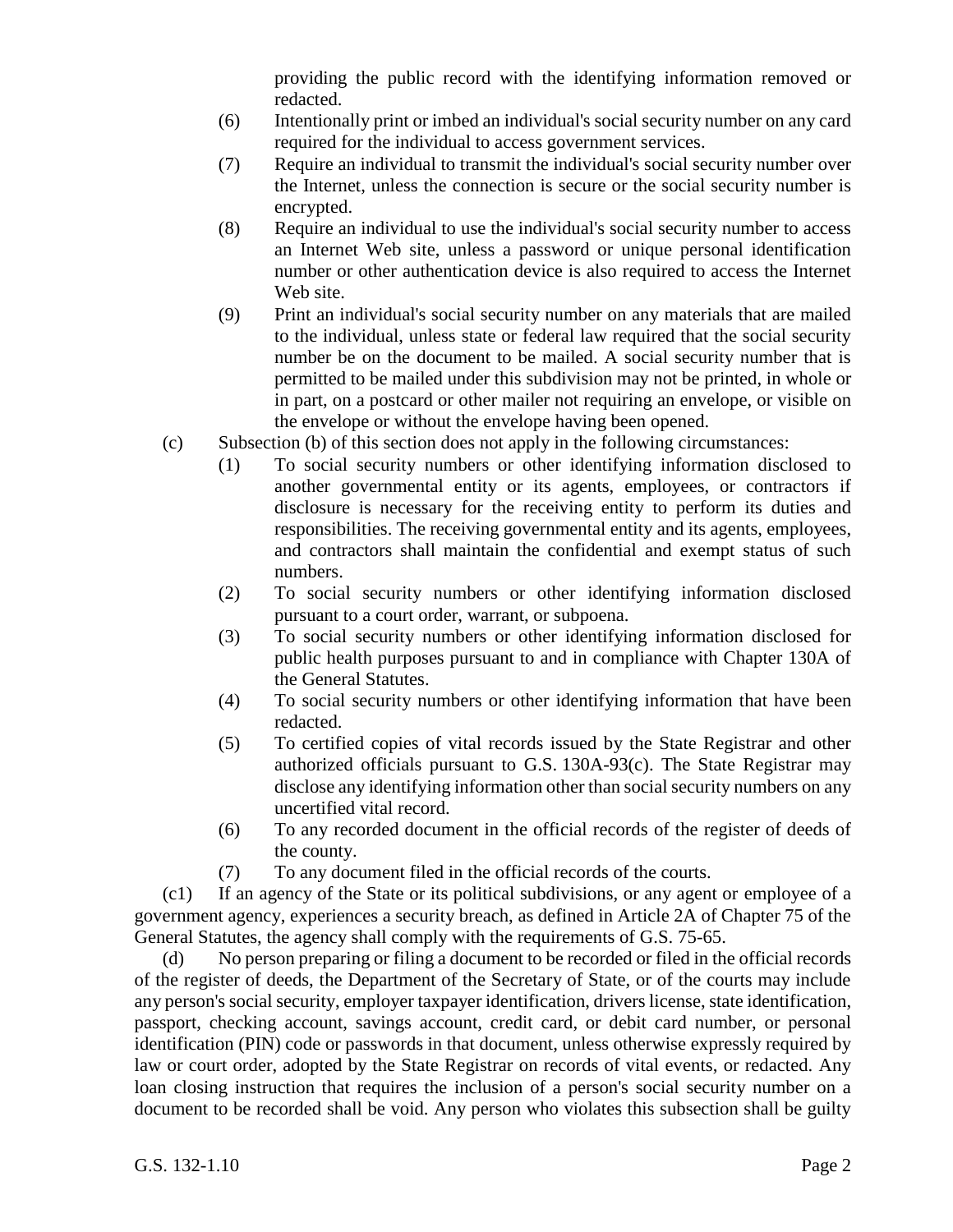providing the public record with the identifying information removed or redacted.

(6) Intentionally print or imbed an individual's social security number on any card required for the individual to access government services.

(7) Require an individual to transmit the individual's social security number over the Internet, unless the connection is secure or the social security number is encrypted.

(8) Require an individual to use the individual's social security number to access an Internet Web site, unless a password or unique personal identification number or other authentication device is also required to access the Internet Web site.

(9) Print an individual's social security number on any materials that are mailed to the individual, unless state or federal law required that the social security number be on the document to be mailed. A social security number that is permitted to be mailed under this subdivision may not be printed, in whole or in part, on a postcard or other mailer not requiring an envelope, or visible on the envelope or without the envelope having been opened.

(c) Subsection (b) of this section does not apply in the following circumstances:

(1) To social security numbers or other identifying information disclosed to another governmental entity or its agents, employees, or contractors if disclosure is necessary for the receiving entity to perform its duties and responsibilities. The receiving governmental entity and its agents, employees, and contractors shall maintain the confidential and exempt status of such numbers.

(2) To social security numbers or other identifying information disclosed pursuant to a court order, warrant, or subpoena.

(3) To social security numbers or other identifying information disclosed for public health purposes pursuant to and in compliance with Chapter 130A of the General Statutes.

(4) To social security numbers or other identifying information that have been redacted.

(5) To certified copies of vital records issued by the State Registrar and other authorized officials pursuant to G.S. 130A-93(c). The State Registrar may disclose any identifying information other than social security numbers on any uncertified vital record.

(6) To any recorded document in the official records of the register of deeds of the county.

(7) To any document filed in the official records of the courts.

(c1) If an agency of the State or its political subdivisions, or any agent or employee of a government agency, experiences a security breach, as defined in Article 2A of Chapter 75 of the General Statutes, the agency shall comply with the requirements of G.S. 75-65.

(d) No person preparing or filing a document to be recorded or filed in the official records of the register of deeds, the Department of the Secretary of State, or of the courts may include any person's social security, employer taxpayer identification, drivers license, state identification, passport, checking account, savings account, credit card, or debit card number, or personal identification (PIN) code or passwords in that document, unless otherwise expressly required by law or court order, adopted by the State Registrar on records of vital events, or redacted. Any loan closing instruction that requires the inclusion of a person's social security number on a document to be recorded shall be void. Any person who violates this subsection shall be guilty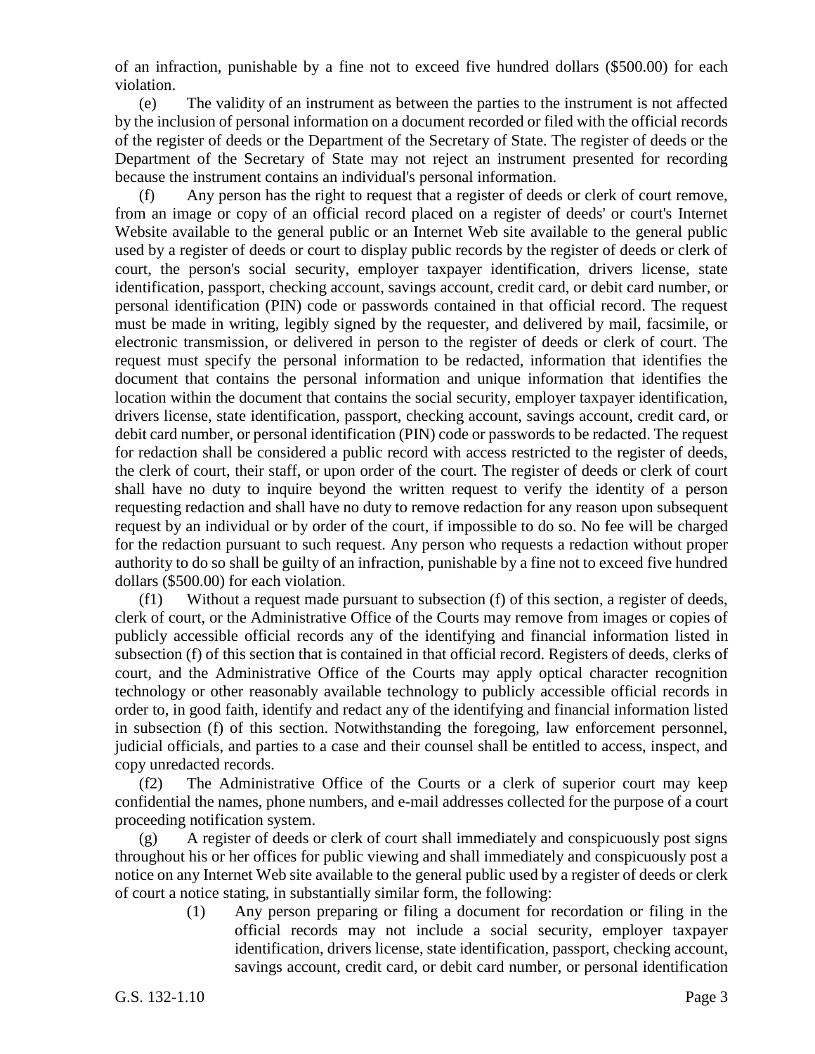of an infraction, punishable by a fine not to exceed five hundred dollars ($500.00) for each violation.

(e) The validity of an instrument as between the parties to the instrument is not affected by the inclusion of personal information on a document recorded or filed with the official records of the register of deeds or the Department of the Secretary of State. The register of deeds or the Department of the Secretary of State may not reject an instrument presented for recording because the instrument contains an individual's personal information.

(f) Any person has the right to request that a register of deeds or clerk of court remove, from an image or copy of an official record placed on a register of deeds' or court's Internet Website available to the general public or an Internet Web site available to the general public used by a register of deeds or court to display public records by the register of deeds or clerk of court, the person's social security, employer taxpayer identification, drivers license, state identification, passport, checking account, savings account, credit card, or debit card number, or personal identification (PIN) code or passwords contained in that official record. The request must be made in writing, legibly signed by the requester, and delivered by mail, facsimile, or electronic transmission, or delivered in person to the register of deeds or clerk of court. The request must specify the personal information to be redacted, information that identifies the document that contains the personal information and unique information that identifies the location within the document that contains the social security, employer taxpayer identification, drivers license, state identification, passport, checking account, savings account, credit card, or debit card number, or personal identification (PIN) code or passwords to be redacted. The request for redaction shall be considered a public record with access restricted to the register of deeds, the clerk of court, their staff, or upon order of the court. The register of deeds or clerk of court shall have no duty to inquire beyond the written request to verify the identity of a person requesting redaction and shall have no duty to remove redaction for any reason upon subsequent request by an individual or by order of the court, if impossible to do so. No fee will be charged for the redaction pursuant to such request. Any person who requests a redaction without proper authority to do so shall be guilty of an infraction, punishable by a fine not to exceed five hundred dollars ($500.00) for each violation.

(f1) Without a request made pursuant to subsection (f) of this section, a register of deeds, clerk of court, or the Administrative Office of the Courts may remove from images or copies of publicly accessible official records any of the identifying and financial information listed in subsection (f) of this section that is contained in that official record. Registers of deeds, clerks of court, and the Administrative Office of the Courts may apply optical character recognition technology or other reasonably available technology to publicly accessible official records in order to, in good faith, identify and redact any of the identifying and financial information listed in subsection (f) of this section. Notwithstanding the foregoing, law enforcement personnel, judicial officials, and parties to a case and their counsel shall be entitled to access, inspect, and copy unredacted records.

(f2) The Administrative Office of the Courts or a clerk of superior court may keep confidential the names, phone numbers, and e-mail addresses collected for the purpose of a court proceeding notification system.

(g) A register of deeds or clerk of court shall immediately and conspicuously post signs throughout his or her offices for public viewing and shall immediately and conspicuously post a notice on any Internet Web site available to the general public used by a register of deeds or clerk of court a notice stating, in substantially similar form, the following:

(1) Any person preparing or filing a document for recordation or filing in the official records may not include a social security, employer taxpayer identification, drivers license, state identification, passport, checking account, savings account, credit card, or debit card number, or personal identification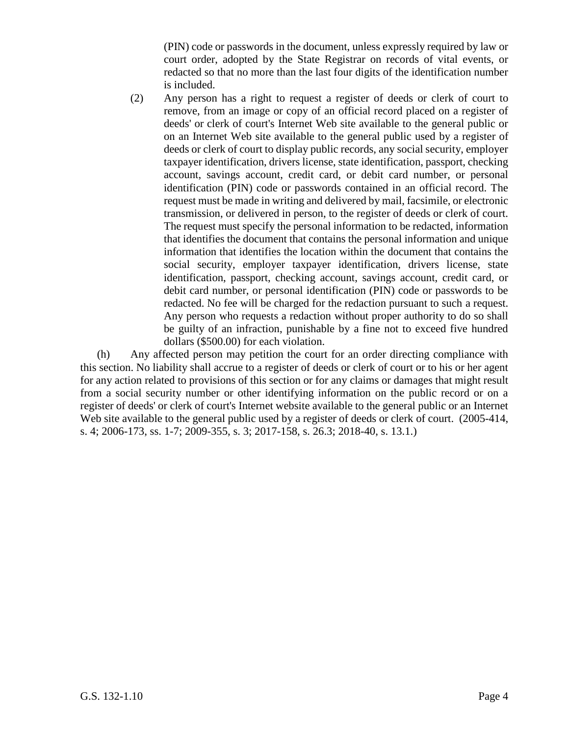(PIN) code or passwords in the document, unless expressly required by law or court order, adopted by the State Registrar on records of vital events, or redacted so that no more than the last four digits of the identification number is included.

(2) Any person has a right to request a register of deeds or clerk of court to remove, from an image or copy of an official record placed on a register of deeds' or clerk of court's Internet Web site available to the general public or on an Internet Web site available to the general public used by a register of deeds or clerk of court to display public records, any social security, employer taxpayer identification, drivers license, state identification, passport, checking account, savings account, credit card, or debit card number, or personal identification (PIN) code or passwords contained in an official record. The request must be made in writing and delivered by mail, facsimile, or electronic transmission, or delivered in person, to the register of deeds or clerk of court. The request must specify the personal information to be redacted, information that identifies the document that contains the personal information and unique information that identifies the location within the document that contains the social security, employer taxpayer identification, drivers license, state identification, passport, checking account, savings account, credit card, or debit card number, or personal identification (PIN) code or passwords to be redacted. No fee will be charged for the redaction pursuant to such a request. Any person who requests a redaction without proper authority to do so shall be guilty of an infraction, punishable by a fine not to exceed five hundred dollars ($500.00) for each violation.

(h) Any affected person may petition the court for an order directing compliance with this section. No liability shall accrue to a register of deeds or clerk of court or to his or her agent for any action related to provisions of this section or for any claims or damages that might result from a social security number or other identifying information on the public record or on a register of deeds' or clerk of court's Internet website available to the general public or an Internet Web site available to the general public used by a register of deeds or clerk of court. (2005-414, s. 4; 2006-173, ss. 1-7; 2009-355, s. 3; 2017-158, s. 26.3; 2018-40, s. 13.1.)